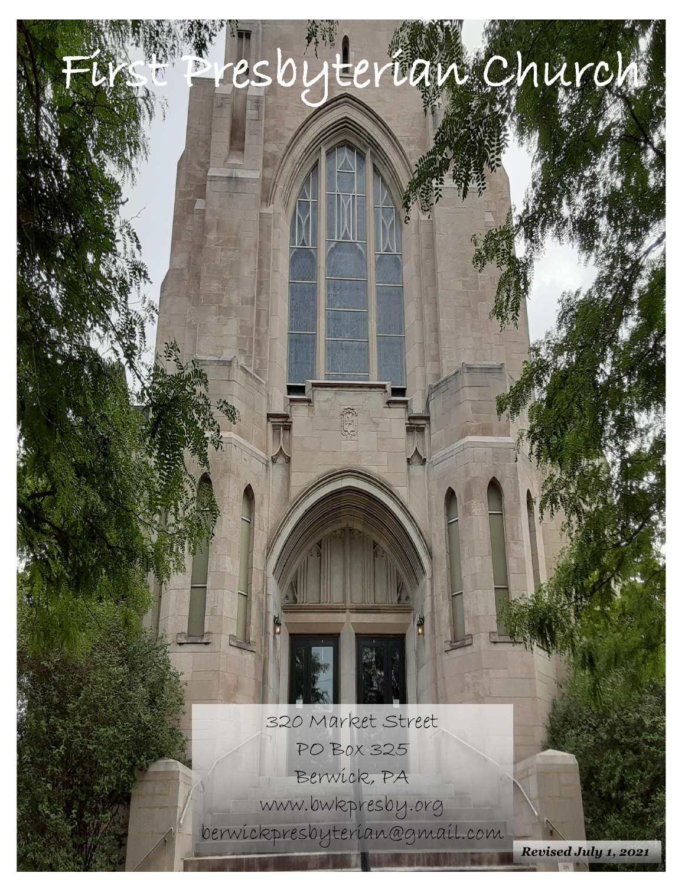# First Presbyterian Church

320 Market Street
PO Box 325
Berwick, PA
www.bwkpresby.org
berwickpresbyterian@gmail.com

***Revised July 1, 2021***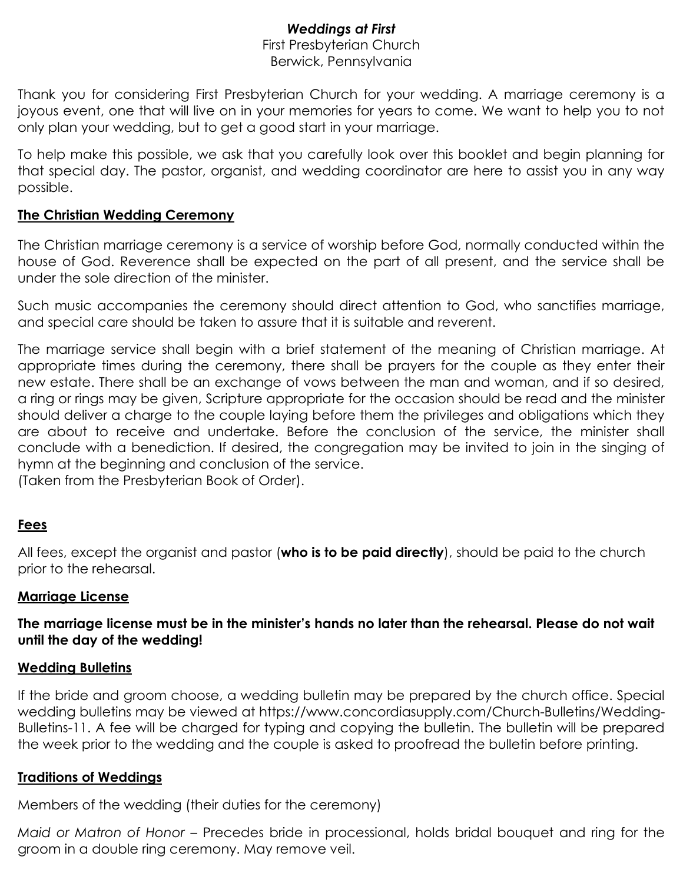***Weddings at First***

First Presbyterian Church
Berwick, Pennsylvania

Thank you for considering First Presbyterian Church for your wedding. A marriage ceremony is a joyous event, one that will live on in your memories for years to come. We want to help you to not only plan your wedding, but to get a good start in your marriage.

To help make this possible, we ask that you carefully look over this booklet and begin planning for that special day. The pastor, organist, and wedding coordinator are here to assist you in any way possible.

## **<u>The Christian Wedding Ceremony</u>**

The Christian marriage ceremony is a service of worship before God, normally conducted within the house of God. Reverence shall be expected on the part of all present, and the service shall be under the sole direction of the minister.

Such music accompanies the ceremony should direct attention to God, who sanctifies marriage, and special care should be taken to assure that it is suitable and reverent.

The marriage service shall begin with a brief statement of the meaning of Christian marriage. At appropriate times during the ceremony, there shall be prayers for the couple as they enter their new estate. There shall be an exchange of vows between the man and woman, and if so desired, a ring or rings may be given, Scripture appropriate for the occasion should be read and the minister should deliver a charge to the couple laying before them the privileges and obligations which they are about to receive and undertake. Before the conclusion of the service, the minister shall conclude with a benediction. If desired, the congregation may be invited to join in the singing of hymn at the beginning and conclusion of the service.
(Taken from the Presbyterian Book of Order).

## **<u>Fees</u>**

All fees, except the organist and pastor (**who is to be paid directly**), should be paid to the church prior to the rehearsal.

## **<u>Marriage License</u>**

**The marriage license must be in the minister's hands no later than the rehearsal. Please do not wait until the day of the wedding!**

## **<u>Wedding Bulletins</u>**

If the bride and groom choose, a wedding bulletin may be prepared by the church office. Special wedding bulletins may be viewed at https://www.concordiasupply.com/Church-Bulletins/Wedding-Bulletins-11. A fee will be charged for typing and copying the bulletin. The bulletin will be prepared the week prior to the wedding and the couple is asked to proofread the bulletin before printing.

## **<u>Traditions of Weddings</u>**

Members of the wedding (their duties for the ceremony)

*Maid or Matron of Honor* – Precedes bride in processional, holds bridal bouquet and ring for the groom in a double ring ceremony. May remove veil.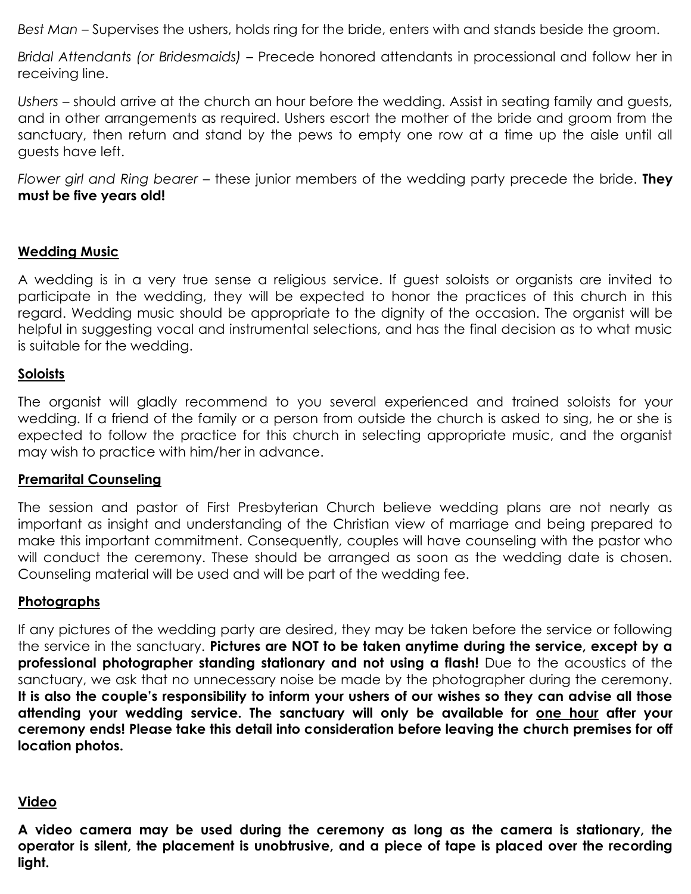*Best Man* – Supervises the ushers, holds ring for the bride, enters with and stands beside the groom.

*Bridal Attendants (or Bridesmaids)* – Precede honored attendants in processional and follow her in receiving line.

*Ushers* – should arrive at the church an hour before the wedding. Assist in seating family and guests, and in other arrangements as required. Ushers escort the mother of the bride and groom from the sanctuary, then return and stand by the pews to empty one row at a time up the aisle until all guests have left.

*Flower girl and Ring bearer* – these junior members of the wedding party precede the bride. **They must be five years old!**

## Wedding Music

A wedding is in a very true sense a religious service. If guest soloists or organists are invited to participate in the wedding, they will be expected to honor the practices of this church in this regard. Wedding music should be appropriate to the dignity of the occasion. The organist will be helpful in suggesting vocal and instrumental selections, and has the final decision as to what music is suitable for the wedding.

## Soloists

The organist will gladly recommend to you several experienced and trained soloists for your wedding. If a friend of the family or a person from outside the church is asked to sing, he or she is expected to follow the practice for this church in selecting appropriate music, and the organist may wish to practice with him/her in advance.

## Premarital Counseling

The session and pastor of First Presbyterian Church believe wedding plans are not nearly as important as insight and understanding of the Christian view of marriage and being prepared to make this important commitment. Consequently, couples will have counseling with the pastor who will conduct the ceremony. These should be arranged as soon as the wedding date is chosen. Counseling material will be used and will be part of the wedding fee.

## Photographs

If any pictures of the wedding party are desired, they may be taken before the service or following the service in the sanctuary. **Pictures are NOT to be taken anytime during the service, except by a professional photographer standing stationary and not using a flash!** Due to the acoustics of the sanctuary, we ask that no unnecessary noise be made by the photographer during the ceremony. **It is also the couple's responsibility to inform your ushers of our wishes so they can advise all those attending your wedding service. The sanctuary will only be available for one hour after your ceremony ends! Please take this detail into consideration before leaving the church premises for off location photos.**

## Video

**A video camera may be used during the ceremony as long as the camera is stationary, the operator is silent, the placement is unobtrusive, and a piece of tape is placed over the recording light.**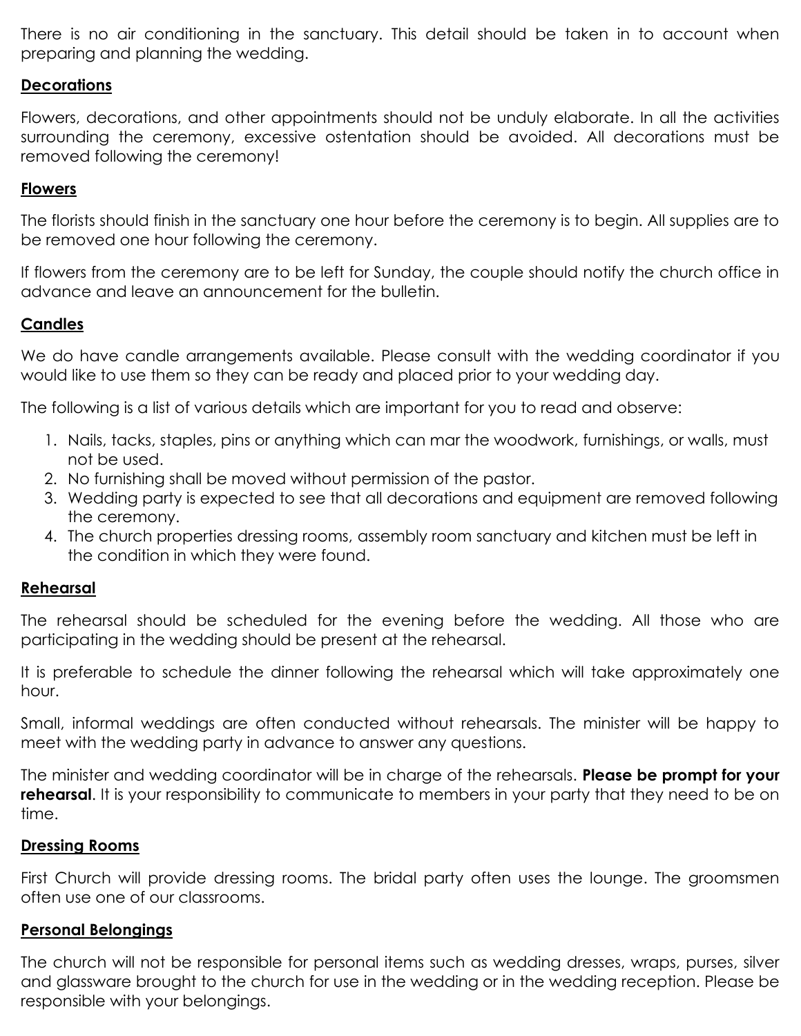There is no air conditioning in the sanctuary. This detail should be taken in to account when preparing and planning the wedding.

## Decorations

Flowers, decorations, and other appointments should not be unduly elaborate. In all the activities surrounding the ceremony, excessive ostentation should be avoided. All decorations must be removed following the ceremony!

## Flowers

The florists should finish in the sanctuary one hour before the ceremony is to begin. All supplies are to be removed one hour following the ceremony.

If flowers from the ceremony are to be left for Sunday, the couple should notify the church office in advance and leave an announcement for the bulletin.

## Candles

We do have candle arrangements available. Please consult with the wedding coordinator if you would like to use them so they can be ready and placed prior to your wedding day.

The following is a list of various details which are important for you to read and observe:

1. Nails, tacks, staples, pins or anything which can mar the woodwork, furnishings, or walls, must not be used.
2. No furnishing shall be moved without permission of the pastor.
3. Wedding party is expected to see that all decorations and equipment are removed following the ceremony.
4. The church properties dressing rooms, assembly room sanctuary and kitchen must be left in the condition in which they were found.

## Rehearsal

The rehearsal should be scheduled for the evening before the wedding. All those who are participating in the wedding should be present at the rehearsal.

It is preferable to schedule the dinner following the rehearsal which will take approximately one hour.

Small, informal weddings are often conducted without rehearsals. The minister will be happy to meet with the wedding party in advance to answer any questions.

The minister and wedding coordinator will be in charge of the rehearsals. **Please be prompt for your rehearsal**. It is your responsibility to communicate to members in your party that they need to be on time.

## Dressing Rooms

First Church will provide dressing rooms. The bridal party often uses the lounge. The groomsmen often use one of our classrooms.

## Personal Belongings

The church will not be responsible for personal items such as wedding dresses, wraps, purses, silver and glassware brought to the church for use in the wedding or in the wedding reception. Please be responsible with your belongings.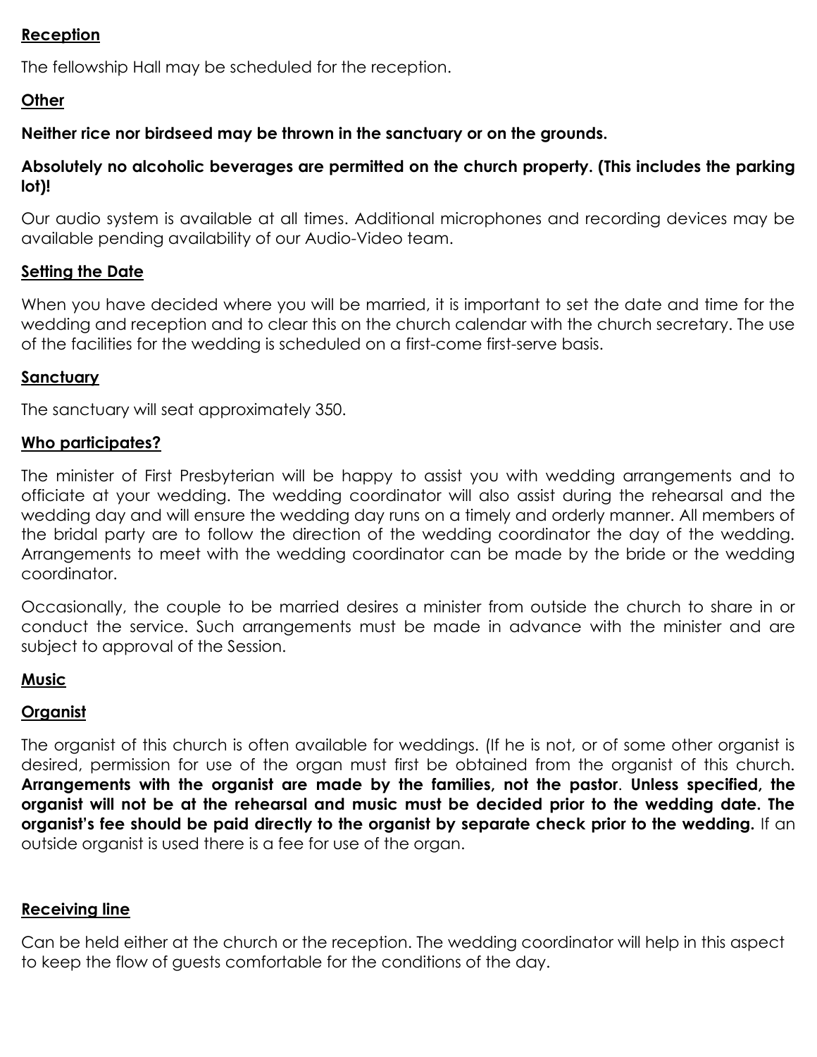**Reception**

The fellowship Hall may be scheduled for the reception.

**Other**

**Neither rice nor birdseed may be thrown in the sanctuary or on the grounds.**

**Absolutely no alcoholic beverages are permitted on the church property. (This includes the parking lot)!**

Our audio system is available at all times. Additional microphones and recording devices may be available pending availability of our Audio-Video team.

**Setting the Date**

When you have decided where you will be married, it is important to set the date and time for the wedding and reception and to clear this on the church calendar with the church secretary. The use of the facilities for the wedding is scheduled on a first-come first-serve basis.

**Sanctuary**

The sanctuary will seat approximately 350.

**Who participates?**

The minister of First Presbyterian will be happy to assist you with wedding arrangements and to officiate at your wedding. The wedding coordinator will also assist during the rehearsal and the wedding day and will ensure the wedding day runs on a timely and orderly manner. All members of the bridal party are to follow the direction of the wedding coordinator the day of the wedding. Arrangements to meet with the wedding coordinator can be made by the bride or the wedding coordinator.

Occasionally, the couple to be married desires a minister from outside the church to share in or conduct the service. Such arrangements must be made in advance with the minister and are subject to approval of the Session.

**Music**

**Organist**

The organist of this church is often available for weddings. (If he is not, or of some other organist is desired, permission for use of the organ must first be obtained from the organist of this church. **Arrangements with the organist are made by the families, not the pastor**. **Unless specified, the organist will not be at the rehearsal and music must be decided prior to the wedding date. The organist's fee should be paid directly to the organist by separate check prior to the wedding.** If an outside organist is used there is a fee for use of the organ.

**Receiving line**

Can be held either at the church or the reception. The wedding coordinator will help in this aspect to keep the flow of guests comfortable for the conditions of the day.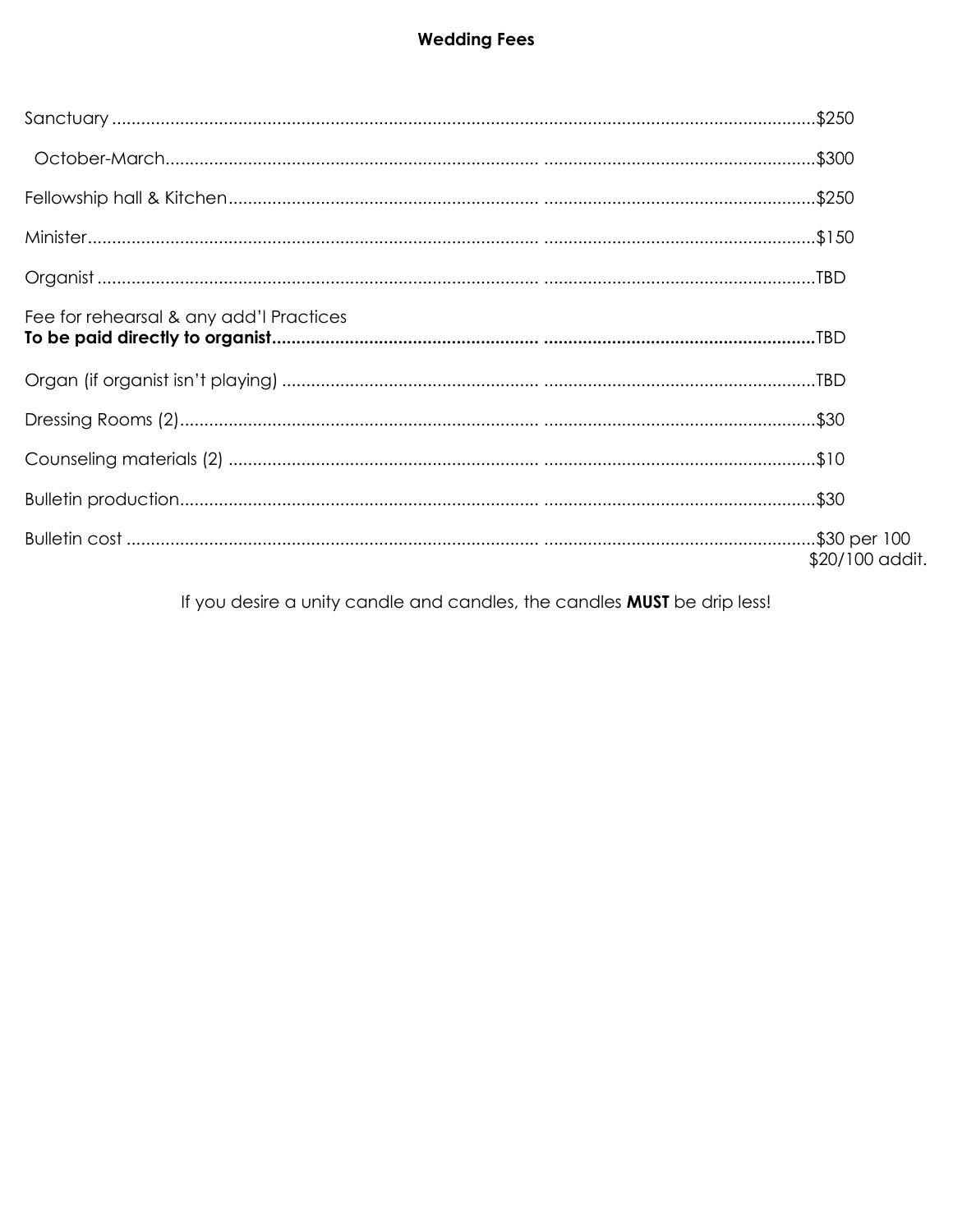**Wedding Fees**

| | |
|---|---|
| Sanctuary | $250 |
| October-March | $300 |
| Fellowship hall & Kitchen | $250 |
| Minister | $150 |
| Organist | TBD |
| Fee for rehearsal & any add'l Practices **To be paid directly to organist** | TBD |
| Organ (if organist isn't playing) | TBD |
| Dressing Rooms (2) | $30 |
| Counseling materials (2) | $10 |
| Bulletin production | $30 |
| Bulletin cost | $30 per 100 $20/100 addit. |

If you desire a unity candle and candles, the candles **MUST** be drip less!